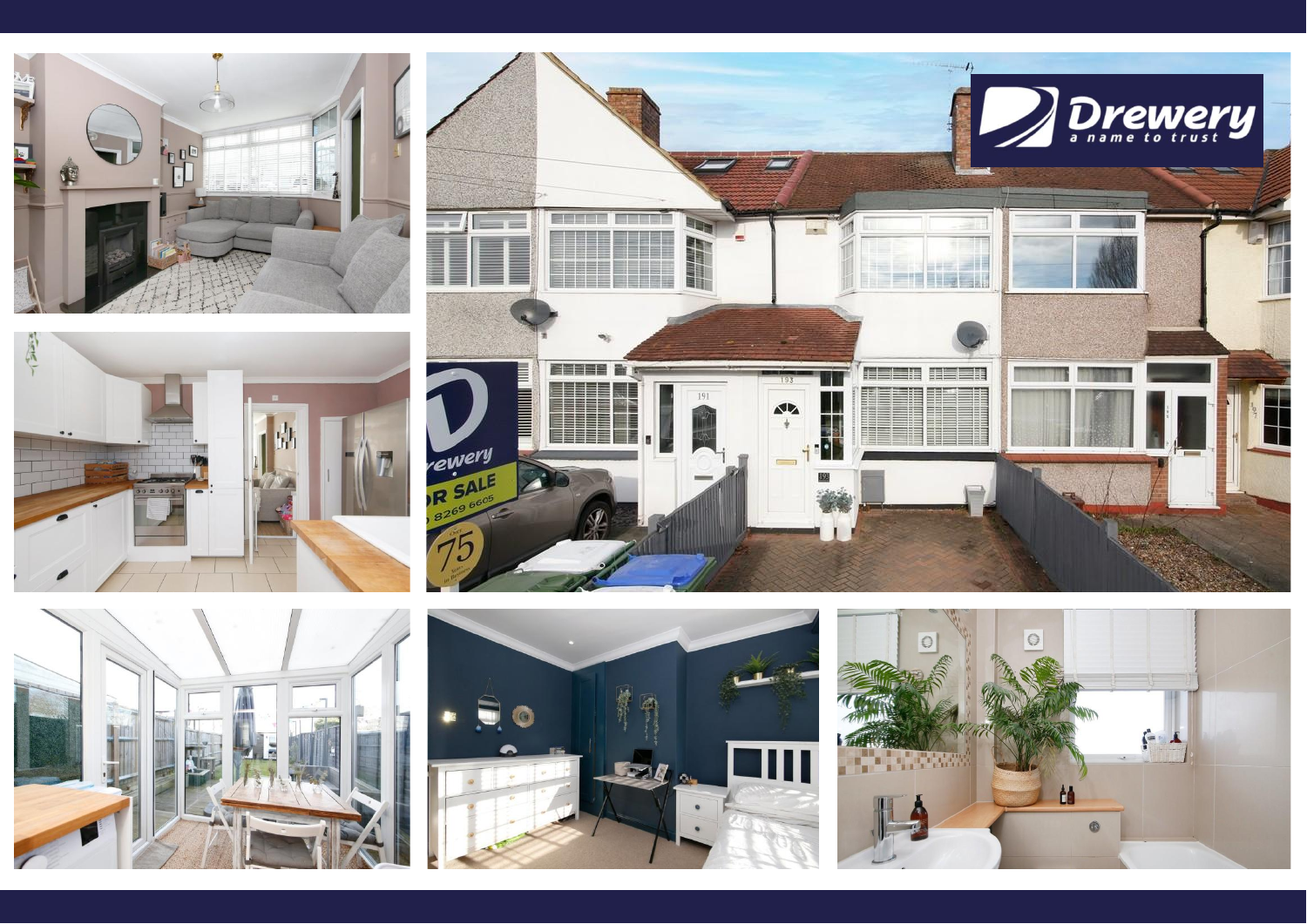Drewery

a name to trust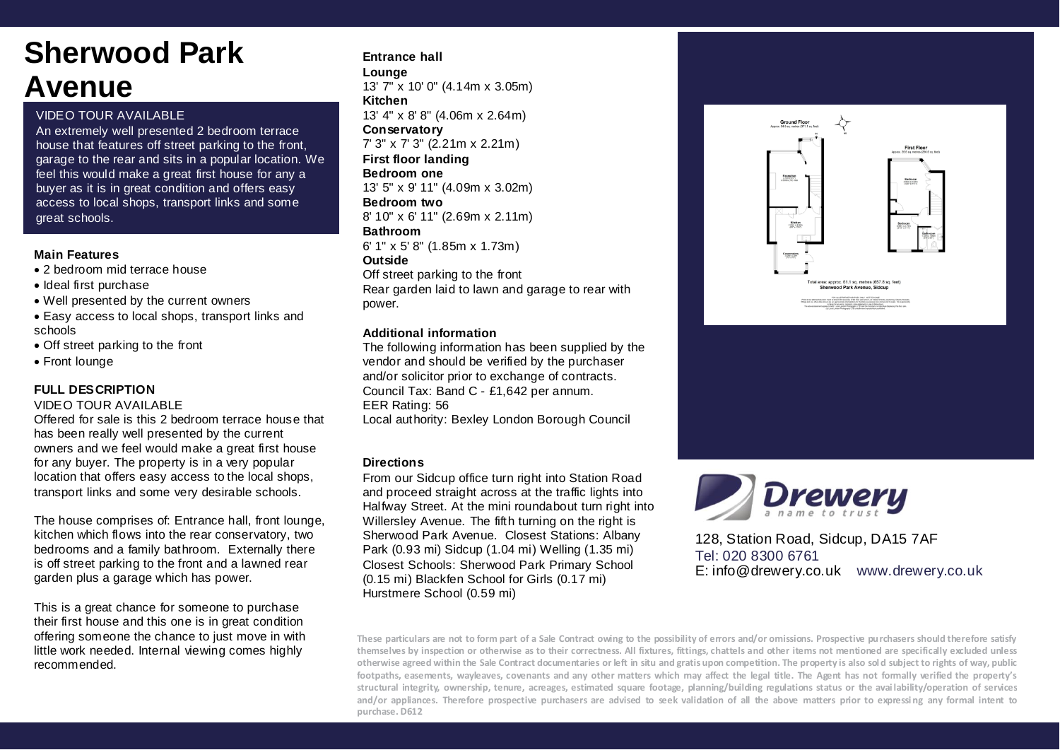# Sherwood Park Avenue

VIDEO TOUR AVAILABLE

An extremely well presented 2 bedroom terrace house that features off street parking to the front, garage to the rear and sits in a popular location. We feel this would make a great first house for any a buyer as it is in great condition and offers easy access to local shops, transport links and some great schools.

### Main Features

- 2 bedroom mid terrace house
- Ideal first purchase
- Well presented by the current owners
- Easy access to local shops, transport links and schools
- Off street parking to the front
- Front lounge

### FULL DESCRIPTION

VIDEO TOUR AVAILABLE

Offered for sale is this 2 bedroom terrace house that has been really well presented by the current owners and we feel would make a great first house for any buyer. The property is in a very popular location that offers easy access to the local shops, transport links and some very desirable schools.

The house comprises of: Entrance hall, front lounge, kitchen which flows into the rear conservatory, two bedrooms and a family bathroom. Externally there is off street parking to the front and a lawned rear garden plus a garage which has power.

This is a great chance for someone to purchase their first house and this one is in great condition offering someone the chance to just move in with little work needed. Internal viewing comes highly recommended.

**Entrance hall**

**Lounge**
13' 7" x 10' 0" (4.14m x 3.05m)

**Kitchen**
13' 4" x 8' 8" (4.06m x 2.64m)

**Conservatory**
7' 3" x 7' 3" (2.21m x 2.21m)

**First floor landing**

**Bedroom one**
13' 5" x 9' 11" (4.09m x 3.02m)

**Bedroom two**
8' 10" x 6' 11" (2.69m x 2.11m)

**Bathroom**
6' 1" x 5' 8" (1.85m x 1.73m)

**Outside**
Off street parking to the front
Rear garden laid to lawn and garage to rear with power.

### Additional information

The following information has been supplied by the vendor and should be verified by the purchaser and/or solicitor prior to exchange of contracts.
Council Tax: Band C - £1,642 per annum.
EER Rating: 56
Local authority: Bexley London Borough Council

### Directions

From our Sidcup office turn right into Station Road and proceed straight across at the traffic lights into Halfway Street. At the mini roundabout turn right into Willersley Avenue. The fifth turning on the right is Sherwood Park Avenue. Closest Stations: Albany Park (0.93 mi) Sidcup (1.04 mi) Welling (1.35 mi) Closest Schools: Sherwood Park Primary School (0.15 mi) Blackfen School for Girls (0.17 mi) Hurstmere School (0.59 mi)

Ground Floor
First Floor
Total area: approx. 61.1 sq. metres (657.8 sq. feet)
Sherwood Park Avenue, Sidcup

Drewery
a name to trust

128, Station Road, Sidcup, DA15 7AF
Tel: 020 8300 6761
E: info@drewery.co.uk www.drewery.co.uk

These particulars are not to form part of a Sale Contract owing to the possibility of errors and/or omissions. Prospective purchasers should therefore satisfy themselves by inspection or otherwise as to their correctness. All fixtures, fittings, chattels and other items not mentioned are specifically excluded unless otherwise agreed within the Sale Contract documentaries or left in situ and gratis upon competition. The property is also sold subject to rights of way, public footpaths, easements, wayleaves, covenants and any other matters which may affect the legal title. The Agent has not formally verified the property's structural integrity, ownership, tenure, acreages, estimated square footage, planning/building regulations status or the availability/operation of services and/or appliances. Therefore prospective purchasers are advised to seek validation of all the above matters prior to expressing any formal intent to purchase. D612